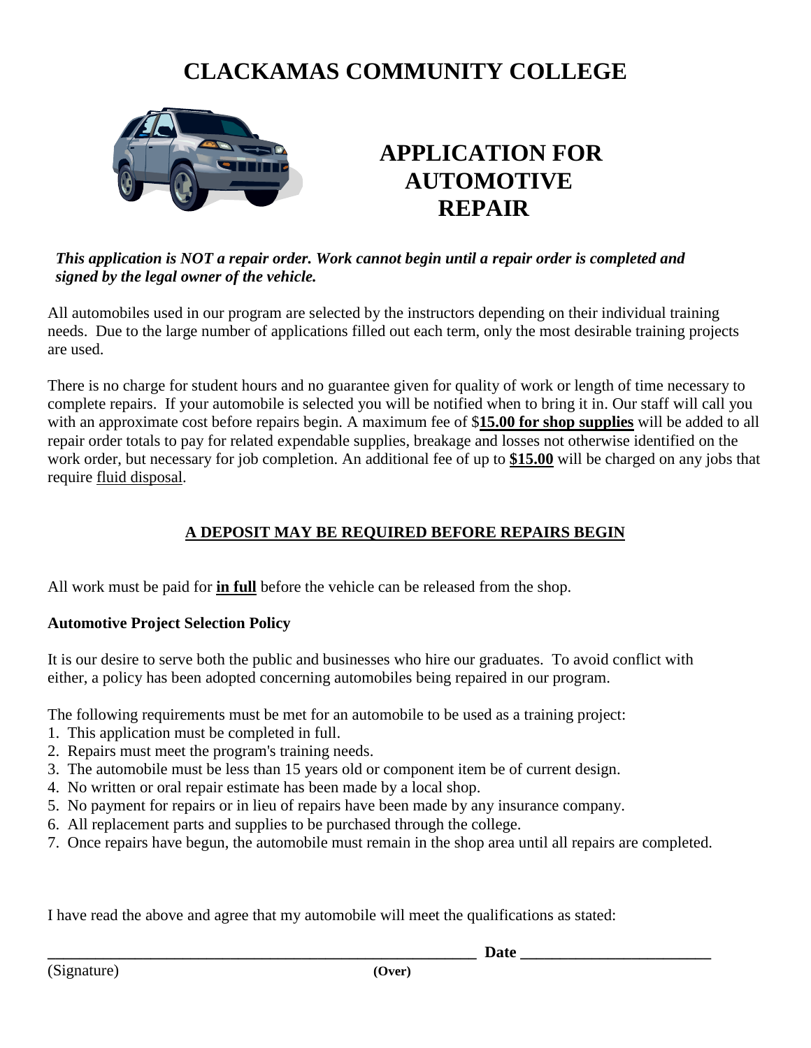# CLACKAMAS COMMUNITY COLLEGE

## APPLICATION FOR AUTOMOTIVE REPAIR

***This application is NOT a repair order. Work cannot begin until a repair order is completed and signed by the legal owner of the vehicle.***

All automobiles used in our program are selected by the instructors depending on their individual training needs. Due to the large number of applications filled out each term, only the most desirable training projects are used.

There is no charge for student hours and no guarantee given for quality of work or length of time necessary to complete repairs. If your automobile is selected you will be notified when to bring it in. Our staff will call you with an approximate cost before repairs begin. A maximum fee of $<u>**15.00 for shop supplies**</u> will be added to all repair order totals to pay for related expendable supplies, breakage and losses not otherwise identified on the work order, but necessary for job completion. An additional fee of up to <u>**$15.00**</u> will be charged on any jobs that require <u>fluid disposal</u>.

<u>**A DEPOSIT MAY BE REQUIRED BEFORE REPAIRS BEGIN**</u>

All work must be paid for <u>**in full**</u> before the vehicle can be released from the shop.

**Automotive Project Selection Policy**

It is our desire to serve both the public and businesses who hire our graduates. To avoid conflict with either, a policy has been adopted concerning automobiles being repaired in our program.

The following requirements must be met for an automobile to be used as a training project:

1. This application must be completed in full.
2. Repairs must meet the program's training needs.
3. The automobile must be less than 15 years old or component item be of current design.
4. No written or oral repair estimate has been made by a local shop.
5. No payment for repairs or in lieu of repairs have been made by any insurance company.
6. All replacement parts and supplies to be purchased through the college.
7. Once repairs have begun, the automobile must remain in the shop area until all repairs are completed.

I have read the above and agree that my automobile will meet the qualifications as stated:

_________________________________________________ **Date** ________________________

(Signature) **(Over)**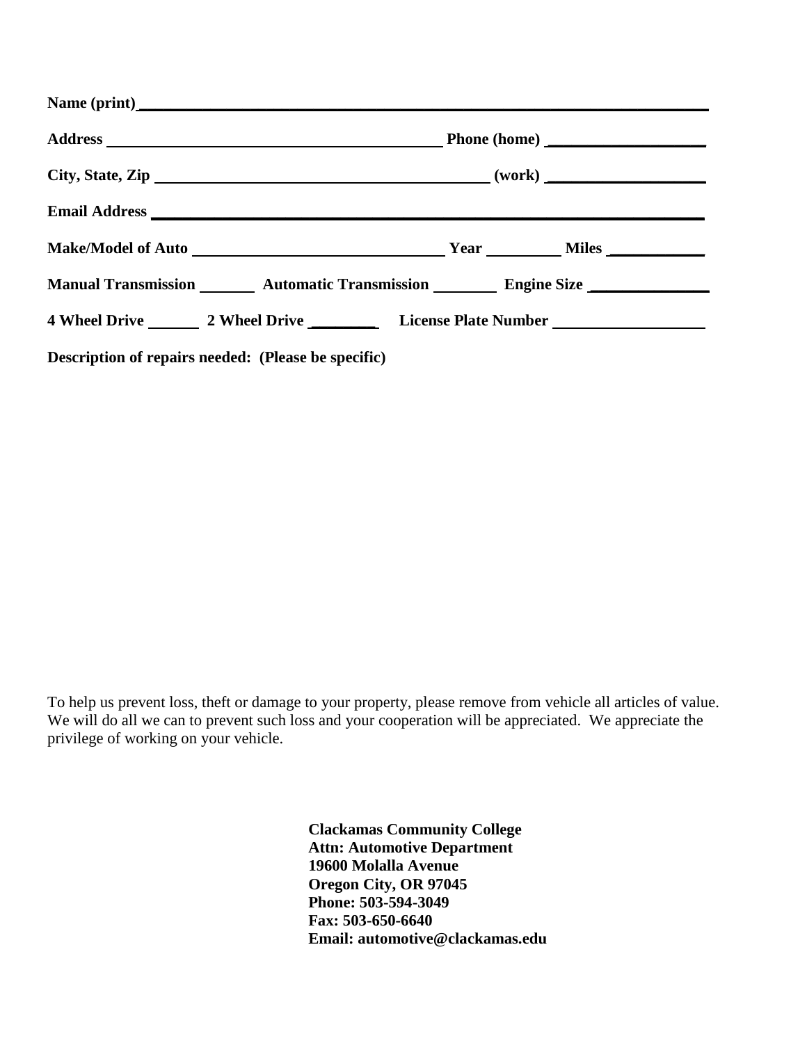**Name (print)** ____________________________________________________________

**Address** ________________________________________ **Phone (home)** ____________________

**City, State, Zip** ________________________________________ **(work)** ____________________

**Email Address** ____________________________________________________________

**Make/Model of Auto** ______________________________ **Year** __________ **Miles** ____________

**Manual Transmission** ________ **Automatic Transmission** ________ **Engine Size** ______________

**4 Wheel Drive** _______ **2 Wheel Drive** ________ **License Plate Number** __________________

**Description of repairs needed: (Please be specific)**

To help us prevent loss, theft or damage to your property, please remove from vehicle all articles of value. We will do all we can to prevent such loss and your cooperation will be appreciated. We appreciate the privilege of working on your vehicle.

**Clackamas Community College**
**Attn: Automotive Department**
**19600 Molalla Avenue**
**Oregon City, OR 97045**
**Phone: 503-594-3049**
**Fax: 503-650-6640**
**Email: automotive@clackamas.edu**